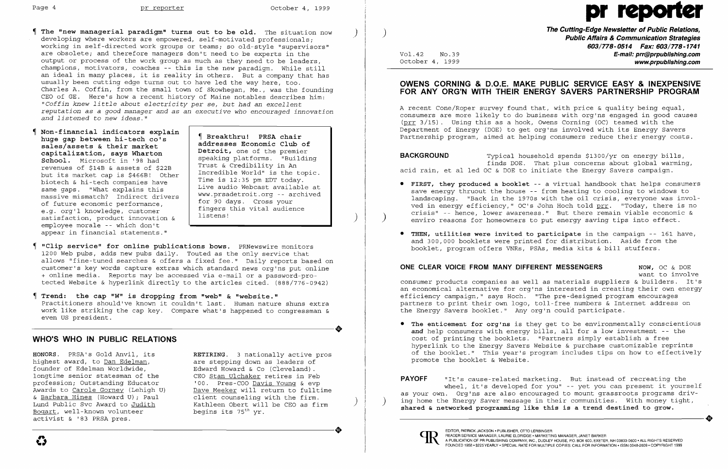¶ **The "new managerial paradigm" turns out to be old.** The situation now developing where workers are empowered, self-motivated professionals; working in self-directed work groups or teams; so old-style "supervisors" are obsolete; and therefore managers don't need to be experts in the output or process of the work group as much as they need to be leaders, champions, motivators, coaches -- this is the new paradigm. While still an ideal in many places, it is reality in others. But a company that has usually been cutting edge turns out to have led the way here, too. Charles A. Coffin, from the small town of Skowhegan, Me., was the founding CEO of GE. Here's how a recent history of Maine notables describes him: *"Coffin knew little about electricity per se, but had an excellent reputation as a good manager and as an executive who encouraged innovation and listened to new ideas."*

¶ **Non-financial indicators explain huge gap between hi-tech co's sales/assets & their market capitalization, says Wharton School.** Microsoft in '98 had revenues of $14B & assets of $22B but its market cap is $466B! Other biotech & hi-tech companies have same gaps. "What explains this massive mismatch? Indirect drivers of future economic performance, e.g. org'l knowledge, customer satisfaction, product innovation & employee morale -- which don't appear in financial statements."

> ¶ **Breakthru! PRSA chair addresses Economic Club of Detroit,** one of the premier speaking platforms. "Building Trust & Credibility in An Incredible World" is the topic. Time is 12:35 pm EDT today. Live audio Webcast available at www.prsadetroit.org -- archived for 90 days. Cross your fingers this vital audience listens!

¶ **"Clip service" for online publications bows.** PRNewswire monitors 1200 Web pubs, adds new pubs daily. Touted as the only service that allows "fine-tuned searches & offers a fixed fee." Daily reports based on customer's key words capture extras which standard news org'ns put online + online media. Reports may be accessed via e-mail or a password-protected Website & hyperlink directly to the articles cited. (888/776-0942)

¶ **Trend: the cap "W" is dropping from "web" & "website."** Practitioners should've known it couldn't last. Human nature shuns extra work like striking the cap key. Compare what's happened to congressman & even US president.

## WHO'S WHO IN PUBLIC RELATIONS

**HONORS.** PRSA's Gold Anvil, its highest award, to Dan Edelman, founder of Edelman Worldwide, longtime senior statesman of the profession; Outstanding Educator Awards to Carole Gorney (Lehigh U) & Barbara Hines (Howard U); Paul Lund Public Svc Award to Judith Bogart, well-known volunteer activist & '83 PRSA pres.

**RETIRING.** 3 nationally active pros are stepping down as leaders of Edward Howard & Co (Cleveland). CEO Stan Ulchaker retires in Feb '00. Pres-COO Davis Young & evp Dave Meeker will return to fulltime client counseling with the firm. Kathleen Obert will be CEO as firm begins its 75th yr.

# pr reporter

**The Cutting-Edge Newsletter of Public Relations, Public Affairs & Communication Strategies**
**603/778-0514 Fax: 603/778-1741**
**E-mail: prr@prpublishing.com**
**www.prpublishing.com**

Vol.42 No.39
October 4, 1999

## OWENS CORNING & D.O.E. MAKE PUBLIC SERVICE EASY & INEXPENSIVE FOR ANY ORG'N WITH THEIR ENERGY SAVERS PARTNERSHIP PROGRAM

A recent Cone/Roper survey found that, with price & quality being equal, consumers are more likely to do business with org'ns engaged in good causes (prr 3/15). Using this as a hook, Owens Corning (OC) teamed with the Department of Energy (DOE) to get org'ns involved with its Energy Savers Partnership program, aimed at helping consumers reduce their energy costs.

**BACKGROUND** Typical household spends $1300/yr on energy bills, finds DOE. That plus concerns about global warming, acid rain, et al led OC & DOE to initiate the Energy Savers campaign.

- **FIRST, they produced a booklet** -- a virtual handbook that helps consumers save energy thruout the house -- from heating to cooling to windows to landscaping. "Back in the 1970s with the oil crisis, everyone was involved in energy efficiency," OC's John Hoch told prr. "Today, there is no crisis" -- hence, lower awareness." But there remain viable economic & enviro reasons for homeowners to put energy saving tips into effect.
- **THEN, utilities were invited to participate** in the campaign -- 161 have, and 300,000 booklets were printed for distribution. Aside from the booklet, program offers VNRs, PSAs, media kits & bill stuffers.

**ONE CLEAR VOICE FROM MANY DIFFERENT MESSENGERS** NOW, OC & DOE want to involve consumer products companies as well as materials suppliers & builders. It's an economical alternative for org'ns interested in creating their own energy efficiency campaign," says Hoch. "The pre-designed program encourages partners to print their own logo, toll-free numbers & Internet address on the Energy Savers booklet." Any org'n could participate.

- **The enticement for org'ns** is they get to be environmentally conscientious *and* help consumers with energy bills, all for a low investment -- the cost of printing the booklets. "Partners simply establish a free hyperlink to the Energy Savers Website & purchase customizable reprints of the booklet." This year's program includes tips on how to effectively promote the booklet & Website.

**PAYOFF** "It's cause-related marketing. But instead of recreating the wheel, it's developed for you" -- yet you can present it yourself as your own. Org'ns are also encouraged to mount grassroots programs driving home the Energy Saver message in their communities. With money tight, **shared & networked programming like this is a trend destined to grow.**

EDITOR, PATRICK JACKSON • PUBLISHER, OTTO LERBINGER
READER SERVICE MANAGER, LAURIE ELDRIDGE • MARKETING MANAGER, JANET BARKER
A PUBLICATION OF PR PUBLISHING COMPANY, INC., DUDLEY HOUSE, P.O. BOX 600, EXETER, NH 03833-0600 • ALL RIGHTS RESERVED
FOUNDED 1958 • $225 YEARLY • SPECIAL RATE FOR MULTIPLE COPIES: CALL FOR INFORMATION • ISSN 0048-2609 • COPYRIGHT 1999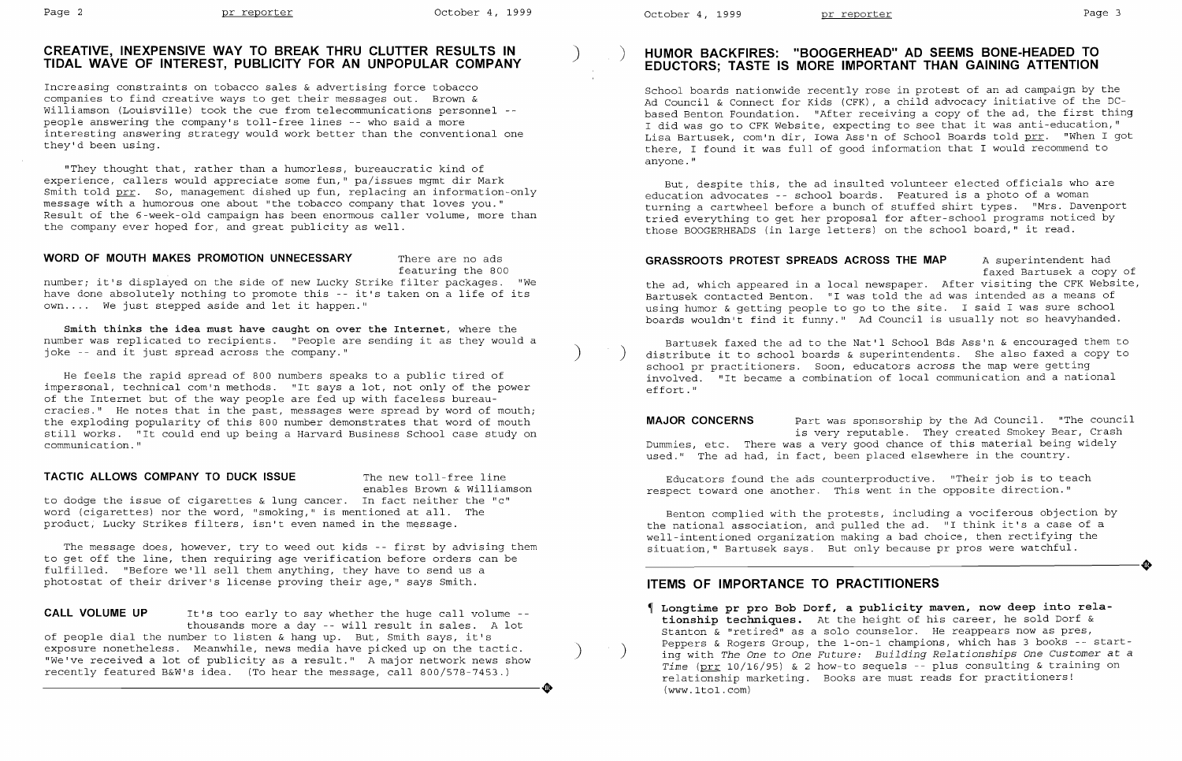## CREATIVE, INEXPENSIVE WAY TO BREAK THRU CLUTTER RESULTS IN TIDAL WAVE OF INTEREST, PUBLICITY FOR AN UNPOPULAR COMPANY

Increasing constraints on tobacco sales & advertising force tobacco companies to find creative ways to get their messages out. Brown & Williamson (Louisville) took the cue from telecommunications personnel -- people answering the company's toll-free lines -- who said a more interesting answering strategy would work better than the conventional one they'd been using.

"They thought that, rather than a humorless, bureaucratic kind of experience, callers would appreciate some fun," pa/issues mgmt dir Mark Smith told prr. So, management dished up fun, replacing an information-only message with a humorous one about "the tobacco company that loves you." Result of the 6-week-old campaign has been enormous caller volume, more than the company ever hoped for, and great publicity as well.

### WORD OF MOUTH MAKES PROMOTION UNNECESSARY

There are no ads featuring the 800 number; it's displayed on the side of new Lucky Strike filter packages. "We have done absolutely nothing to promote this -- it's taken on a life of its own.... We just stepped aside and let it happen."

**Smith thinks the idea must have caught on over the Internet**, where the number was replicated to recipients. "People are sending it as they would a joke -- and it just spread across the company."

He feels the rapid spread of 800 numbers speaks to a public tired of impersonal, technical com'n methods. "It says a lot, not only of the power of the Internet but of the way people are fed up with faceless bureaucracies." He notes that in the past, messages were spread by word of mouth; the exploding popularity of this 800 number demonstrates that word of mouth still works. "It could end up being a Harvard Business School case study on communication."

### TACTIC ALLOWS COMPANY TO DUCK ISSUE

The new toll-free line enables Brown & Williamson to dodge the issue of cigarettes & lung cancer. In fact neither the "c" word (cigarettes) nor the word, "smoking," is mentioned at all. The product, Lucky Strikes filters, isn't even named in the message.

The message does, however, try to weed out kids -- first by advising them to get off the line, then requiring age verification before orders can be fulfilled. "Before we'll sell them anything, they have to send us a photostat of their driver's license proving their age," says Smith.

### CALL VOLUME UP

It's too early to say whether the huge call volume -- thousands more a day -- will result in sales. A lot of people dial the number to listen & hang up. But, Smith says, it's exposure nonetheless. Meanwhile, news media have picked up on the tactic. "We've received a lot of publicity as a result." A major network news show recently featured B&W's idea. (To hear the message, call 800/578-7453.)

## HUMOR BACKFIRES: "BOOGERHEAD" AD SEEMS BONE-HEADED TO EDUCTORS; TASTE IS MORE IMPORTANT THAN GAINING ATTENTION

School boards nationwide recently rose in protest of an ad campaign by the Ad Council & Connect for Kids (CFK), a child advocacy initiative of the DC-based Benton Foundation. "After receiving a copy of the ad, the first thing I did was go to CFK Website, expecting to see that it was anti-education," Lisa Bartusek, com'n dir, Iowa Ass'n of School Boards told prr. "When I got there, I found it was full of good information that I would recommend to anyone."

But, despite this, the ad insulted volunteer elected officials who are education advocates -- school boards. Featured is a photo of a woman turning a cartwheel before a bunch of stuffed shirt types. "Mrs. Davenport tried everything to get her proposal for after-school programs noticed by those BOOGERHEADS (in large letters) on the school board," it read.

### GRASSROOTS PROTEST SPREADS ACROSS THE MAP

A superintendent had faxed Bartusek a copy of the ad, which appeared in a local newspaper. After visiting the CFK Website, Bartusek contacted Benton. "I was told the ad was intended as a means of using humor & getting people to go to the site. I said I was sure school boards wouldn't find it funny." Ad Council is usually not so heavyhanded.

Bartusek faxed the ad to the Nat'l School Bds Ass'n & encouraged them to distribute it to school boards & superintendents. She also faxed a copy to school pr practitioners. Soon, educators across the map were getting involved. "It became a combination of local communication and a national effort."

### MAJOR CONCERNS

Part was sponsorship by the Ad Council. "The council is very reputable. They created Smokey Bear, Crash Dummies, etc. There was a very good chance of this material being widely used." The ad had, in fact, been placed elsewhere in the country.

Educators found the ads counterproductive. "Their job is to teach respect toward one another. This went in the opposite direction."

Benton complied with the protests, including a vociferous objection by the national association, and pulled the ad. "I think it's a case of a well-intentioned organization making a bad choice, then rectifying the situation," Bartusek says. But only because pr pros were watchful.

## ITEMS OF IMPORTANCE TO PRACTITIONERS

¶ **Longtime pr pro Bob Dorf, a publicity maven, now deep into relationship techniques.** At the height of his career, he sold Dorf & Stanton & "retired" as a solo counselor. He reappears now as pres, Peppers & Rogers Group, the 1-on-1 champions, which has 3 books -- starting with *The One to One Future: Building Relationships One Customer at a Time* (prr 10/16/95) & 2 how-to sequels -- plus consulting & training on relationship marketing. Books are must reads for practitioners! (www.1to1.com)